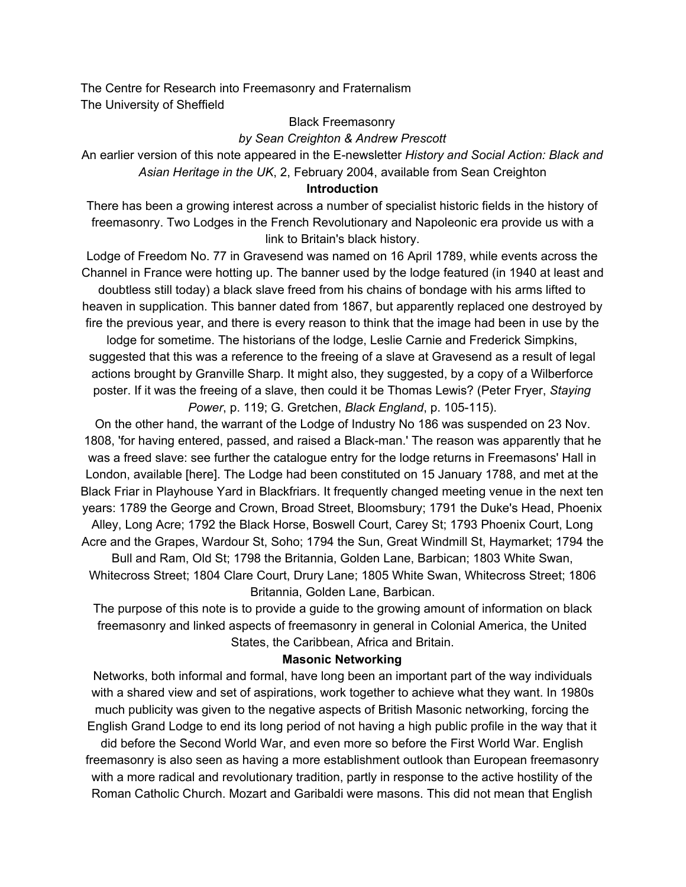The Centre for Research into Freemasonry and Fraternalism
The University of Sheffield

# Black Freemasonry

*by Sean Creighton & Andrew Prescott*

An earlier version of this note appeared in the E-newsletter *History and Social Action: Black and Asian Heritage in the UK*, 2, February 2004, available from Sean Creighton

## Introduction

There has been a growing interest across a number of specialist historic fields in the history of freemasonry. Two Lodges in the French Revolutionary and Napoleonic era provide us with a link to Britain's black history.

Lodge of Freedom No. 77 in Gravesend was named on 16 April 1789, while events across the Channel in France were hotting up. The banner used by the lodge featured (in 1940 at least and doubtless still today) a black slave freed from his chains of bondage with his arms lifted to heaven in supplication. This banner dated from 1867, but apparently replaced one destroyed by fire the previous year, and there is every reason to think that the image had been in use by the lodge for sometime. The historians of the lodge, Leslie Carnie and Frederick Simpkins, suggested that this was a reference to the freeing of a slave at Gravesend as a result of legal actions brought by Granville Sharp. It might also, they suggested, by a copy of a Wilberforce poster. If it was the freeing of a slave, then could it be Thomas Lewis? (Peter Fryer, *Staying Power*, p. 119; G. Gretchen, *Black England*, p. 105-115).

On the other hand, the warrant of the Lodge of Industry No 186 was suspended on 23 Nov. 1808, 'for having entered, passed, and raised a Black-man.' The reason was apparently that he was a freed slave: see further the catalogue entry for the lodge returns in Freemasons' Hall in London, available [here]. The Lodge had been constituted on 15 January 1788, and met at the Black Friar in Playhouse Yard in Blackfriars. It frequently changed meeting venue in the next ten years: 1789 the George and Crown, Broad Street, Bloomsbury; 1791 the Duke's Head, Phoenix Alley, Long Acre; 1792 the Black Horse, Boswell Court, Carey St; 1793 Phoenix Court, Long Acre and the Grapes, Wardour St, Soho; 1794 the Sun, Great Windmill St, Haymarket; 1794 the Bull and Ram, Old St; 1798 the Britannia, Golden Lane, Barbican; 1803 White Swan, Whitecross Street; 1804 Clare Court, Drury Lane; 1805 White Swan, Whitecross Street; 1806 Britannia, Golden Lane, Barbican.

The purpose of this note is to provide a guide to the growing amount of information on black freemasonry and linked aspects of freemasonry in general in Colonial America, the United States, the Caribbean, Africa and Britain.

## Masonic Networking

Networks, both informal and formal, have long been an important part of the way individuals with a shared view and set of aspirations, work together to achieve what they want. In 1980s much publicity was given to the negative aspects of British Masonic networking, forcing the English Grand Lodge to end its long period of not having a high public profile in the way that it did before the Second World War, and even more so before the First World War. English freemasonry is also seen as having a more establishment outlook than European freemasonry with a more radical and revolutionary tradition, partly in response to the active hostility of the Roman Catholic Church. Mozart and Garibaldi were masons. This did not mean that English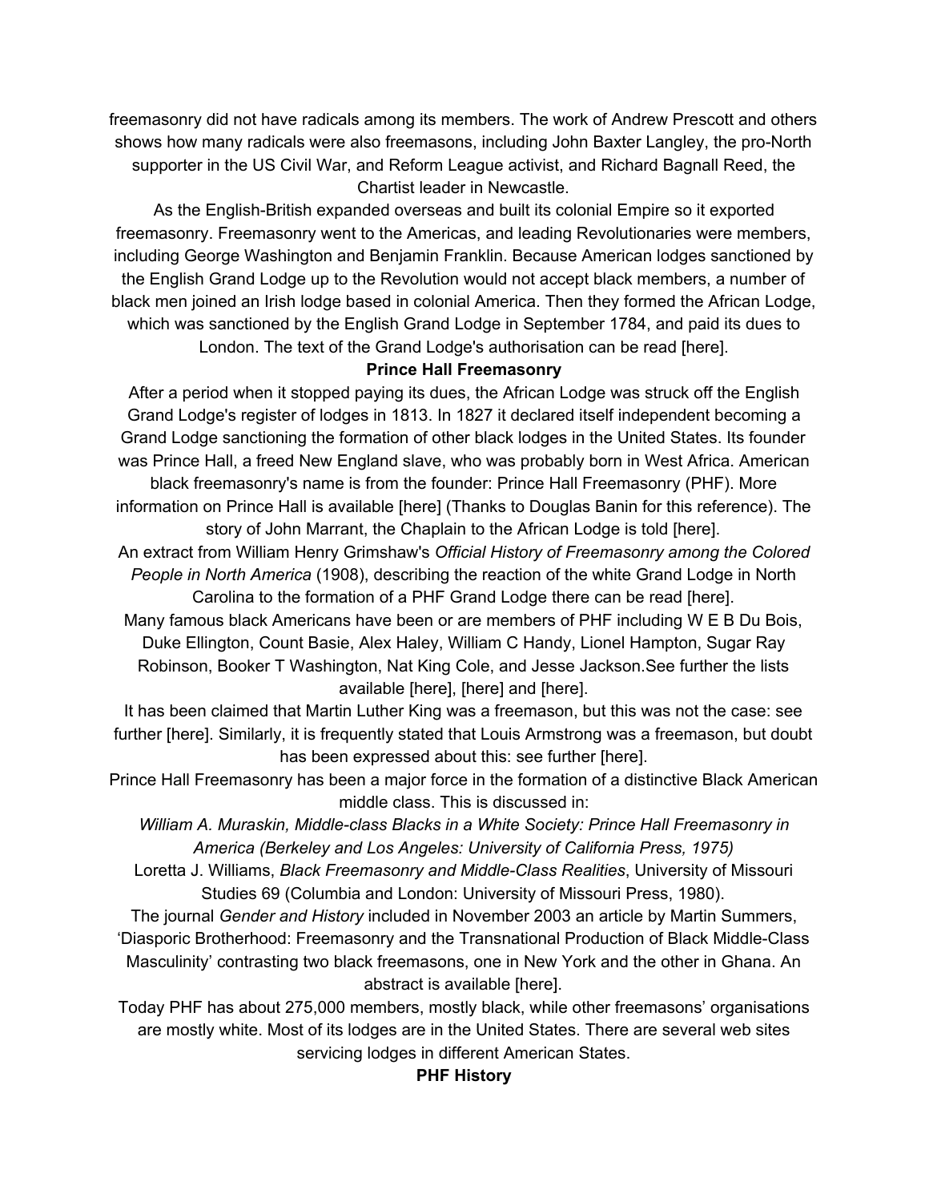freemasonry did not have radicals among its members. The work of Andrew Prescott and others shows how many radicals were also freemasons, including John Baxter Langley, the pro-North supporter in the US Civil War, and Reform League activist, and Richard Bagnall Reed, the Chartist leader in Newcastle.

As the English-British expanded overseas and built its colonial Empire so it exported freemasonry. Freemasonry went to the Americas, and leading Revolutionaries were members, including George Washington and Benjamin Franklin. Because American lodges sanctioned by the English Grand Lodge up to the Revolution would not accept black members, a number of black men joined an Irish lodge based in colonial America. Then they formed the African Lodge, which was sanctioned by the English Grand Lodge in September 1784, and paid its dues to London. The text of the Grand Lodge's authorisation can be read [here].

**Prince Hall Freemasonry**

After a period when it stopped paying its dues, the African Lodge was struck off the English Grand Lodge's register of lodges in 1813. In 1827 it declared itself independent becoming a Grand Lodge sanctioning the formation of other black lodges in the United States. Its founder was Prince Hall, a freed New England slave, who was probably born in West Africa. American black freemasonry's name is from the founder: Prince Hall Freemasonry (PHF). More information on Prince Hall is available [here] (Thanks to Douglas Banin for this reference). The story of John Marrant, the Chaplain to the African Lodge is told [here].

An extract from William Henry Grimshaw's *Official History of Freemasonry among the Colored People in North America* (1908), describing the reaction of the white Grand Lodge in North Carolina to the formation of a PHF Grand Lodge there can be read [here].

Many famous black Americans have been or are members of PHF including W E B Du Bois, Duke Ellington, Count Basie, Alex Haley, William C Handy, Lionel Hampton, Sugar Ray Robinson, Booker T Washington, Nat King Cole, and Jesse Jackson.See further the lists available [here], [here] and [here].

It has been claimed that Martin Luther King was a freemason, but this was not the case: see further [here]. Similarly, it is frequently stated that Louis Armstrong was a freemason, but doubt has been expressed about this: see further [here].

Prince Hall Freemasonry has been a major force in the formation of a distinctive Black American middle class. This is discussed in:

*William A. Muraskin, Middle-class Blacks in a White Society: Prince Hall Freemasonry in America (Berkeley and Los Angeles: University of California Press, 1975)*

Loretta J. Williams, *Black Freemasonry and Middle-Class Realities*, University of Missouri Studies 69 (Columbia and London: University of Missouri Press, 1980).

The journal *Gender and History* included in November 2003 an article by Martin Summers, 'Diasporic Brotherhood: Freemasonry and the Transnational Production of Black Middle-Class Masculinity' contrasting two black freemasons, one in New York and the other in Ghana. An abstract is available [here].

Today PHF has about 275,000 members, mostly black, while other freemasons' organisations are mostly white. Most of its lodges are in the United States. There are several web sites servicing lodges in different American States.

**PHF History**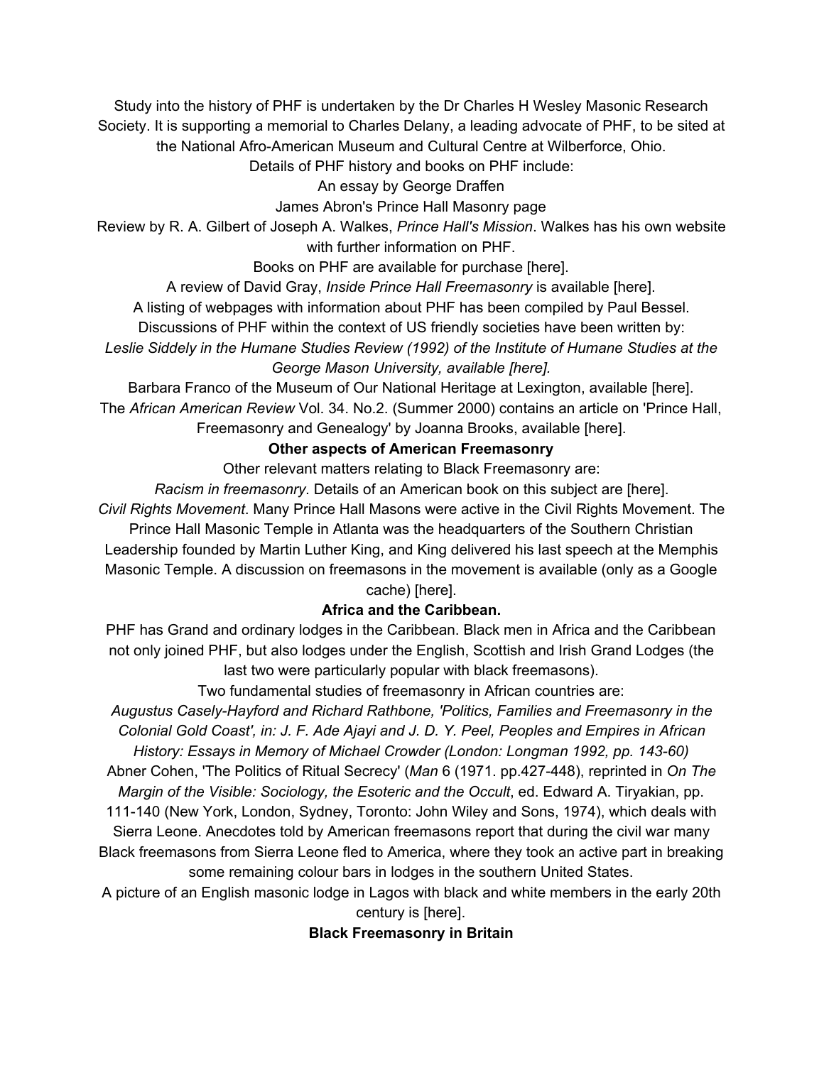Study into the history of PHF is undertaken by the Dr Charles H Wesley Masonic Research Society. It is supporting a memorial to Charles Delany, a leading advocate of PHF, to be sited at the National Afro-American Museum and Cultural Centre at Wilberforce, Ohio.

Details of PHF history and books on PHF include:

An essay by George Draffen

James Abron's Prince Hall Masonry page

Review by R. A. Gilbert of Joseph A. Walkes, *Prince Hall's Mission*. Walkes has his own website with further information on PHF.

Books on PHF are available for purchase [here].

A review of David Gray, *Inside Prince Hall Freemasonry* is available [here].

A listing of webpages with information about PHF has been compiled by Paul Bessel.

Discussions of PHF within the context of US friendly societies have been written by:

*Leslie Siddely in the Humane Studies Review (1992) of the Institute of Humane Studies at the George Mason University, available [here]*.

Barbara Franco of the Museum of Our National Heritage at Lexington, available [here].

The *African American Review* Vol. 34. No.2. (Summer 2000) contains an article on 'Prince Hall, Freemasonry and Genealogy' by Joanna Brooks, available [here].

**Other aspects of American Freemasonry**

Other relevant matters relating to Black Freemasonry are:

*Racism in freemasonry*. Details of an American book on this subject are [here].

*Civil Rights Movement*. Many Prince Hall Masons were active in the Civil Rights Movement. The Prince Hall Masonic Temple in Atlanta was the headquarters of the Southern Christian Leadership founded by Martin Luther King, and King delivered his last speech at the Memphis Masonic Temple. A discussion on freemasons in the movement is available (only as a Google cache) [here].

**Africa and the Caribbean.**

PHF has Grand and ordinary lodges in the Caribbean. Black men in Africa and the Caribbean not only joined PHF, but also lodges under the English, Scottish and Irish Grand Lodges (the last two were particularly popular with black freemasons).

Two fundamental studies of freemasonry in African countries are:

*Augustus Casely-Hayford and Richard Rathbone, 'Politics, Families and Freemasonry in the Colonial Gold Coast', in: J. F. Ade Ajayi and J. D. Y. Peel, Peoples and Empires in African History: Essays in Memory of Michael Crowder (London: Longman 1992, pp. 143-60)*

Abner Cohen, 'The Politics of Ritual Secrecy' (*Man* 6 (1971. pp.427-448), reprinted in *On The Margin of the Visible: Sociology, the Esoteric and the Occult*, ed. Edward A. Tiryakian, pp. 111-140 (New York, London, Sydney, Toronto: John Wiley and Sons, 1974), which deals with Sierra Leone. Anecdotes told by American freemasons report that during the civil war many Black freemasons from Sierra Leone fled to America, where they took an active part in breaking some remaining colour bars in lodges in the southern United States.

A picture of an English masonic lodge in Lagos with black and white members in the early 20th century is [here].

**Black Freemasonry in Britain**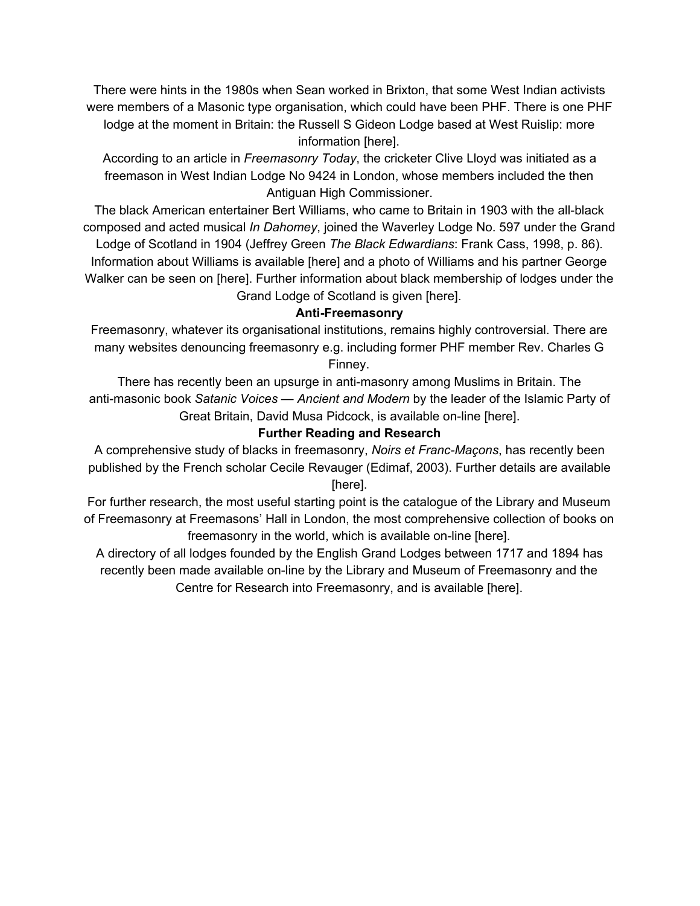There were hints in the 1980s when Sean worked in Brixton, that some West Indian activists were members of a Masonic type organisation, which could have been PHF. There is one PHF lodge at the moment in Britain: the Russell S Gideon Lodge based at West Ruislip: more information [here].

According to an article in *Freemasonry Today*, the cricketer Clive Lloyd was initiated as a freemason in West Indian Lodge No 9424 in London, whose members included the then Antiguan High Commissioner.

The black American entertainer Bert Williams, who came to Britain in 1903 with the all-black composed and acted musical *In Dahomey*, joined the Waverley Lodge No. 597 under the Grand Lodge of Scotland in 1904 (Jeffrey Green *The Black Edwardians*: Frank Cass, 1998, p. 86). Information about Williams is available [here] and a photo of Williams and his partner George Walker can be seen on [here]. Further information about black membership of lodges under the Grand Lodge of Scotland is given [here].

## Anti-Freemasonry

Freemasonry, whatever its organisational institutions, remains highly controversial. There are many websites denouncing freemasonry e.g. including former PHF member Rev. Charles G Finney.

There has recently been an upsurge in anti-masonry among Muslims in Britain. The anti-masonic book *Satanic Voices — Ancient and Modern* by the leader of the Islamic Party of Great Britain, David Musa Pidcock, is available on-line [here].

## Further Reading and Research

A comprehensive study of blacks in freemasonry, *Noirs et Franc-Maçons*, has recently been published by the French scholar Cecile Revauger (Edimaf, 2003). Further details are available [here].

For further research, the most useful starting point is the catalogue of the Library and Museum of Freemasonry at Freemasons' Hall in London, the most comprehensive collection of books on freemasonry in the world, which is available on-line [here].

A directory of all lodges founded by the English Grand Lodges between 1717 and 1894 has recently been made available on-line by the Library and Museum of Freemasonry and the Centre for Research into Freemasonry, and is available [here].